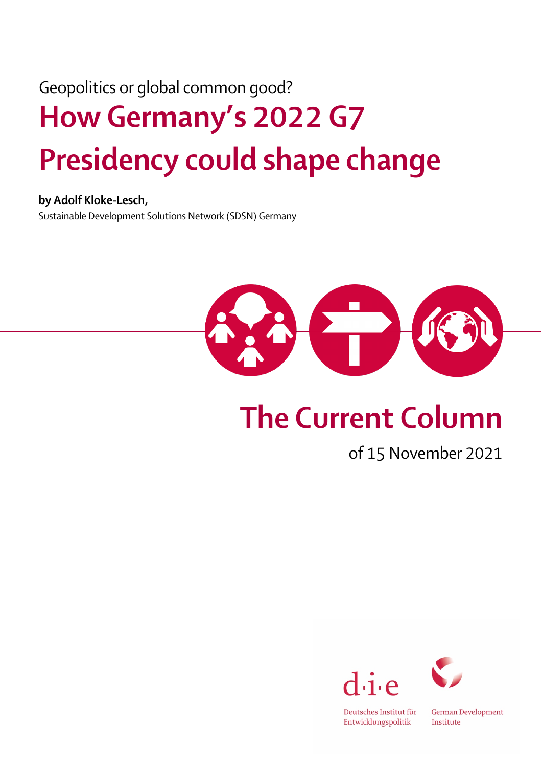Geopolitics or global common good?

# How Germany's 2022 G7 Presidency could shape change

**by Adolf Kloke-Lesch,**
Sustainable Development Solutions Network (SDSN) Germany

## The Current Column

of 15 November 2021

d·i·e

Deutsches Institut für Entwicklungspolitik

German Development Institute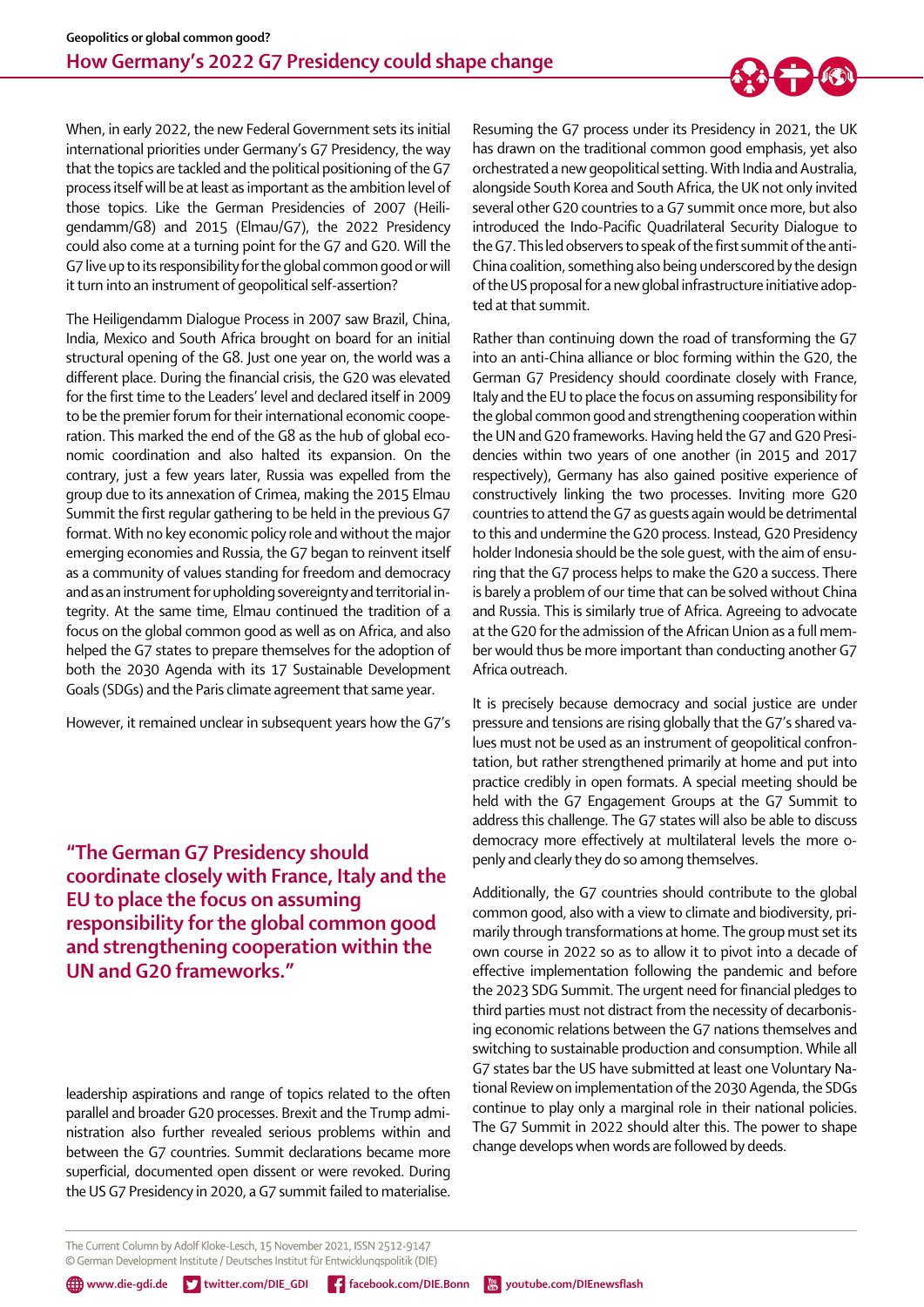Geopolitics or global common good?

# How Germany's 2022 G7 Presidency could shape change

When, in early 2022, the new Federal Government sets its initial international priorities under Germany's G7 Presidency, the way that the topics are tackled and the political positioning of the G7 process itself will be at least as important as the ambition level of those topics. Like the German Presidencies of 2007 (Heiligendamm/G8) and 2015 (Elmau/G7), the 2022 Presidency could also come at a turning point for the G7 and G20. Will the G7 live up to its responsibility for the global common good or will it turn into an instrument of geopolitical self-assertion?

The Heiligendamm Dialogue Process in 2007 saw Brazil, China, India, Mexico and South Africa brought on board for an initial structural opening of the G8. Just one year on, the world was a different place. During the financial crisis, the G20 was elevated for the first time to the Leaders' level and declared itself in 2009 to be the premier forum for their international economic cooperation. This marked the end of the G8 as the hub of global economic coordination and also halted its expansion. On the contrary, just a few years later, Russia was expelled from the group due to its annexation of Crimea, making the 2015 Elmau Summit the first regular gathering to be held in the previous G7 format. With no key economic policy role and without the major emerging economies and Russia, the G7 began to reinvent itself as a community of values standing for freedom and democracy and as an instrument for upholding sovereignty and territorial integrity. At the same time, Elmau continued the tradition of a focus on the global common good as well as on Africa, and also helped the G7 states to prepare themselves for the adoption of both the 2030 Agenda with its 17 Sustainable Development Goals (SDGs) and the Paris climate agreement that same year.

However, it remained unclear in subsequent years how the G7's leadership aspirations and range of topics related to the often parallel and broader G20 processes. Brexit and the Trump administration also further revealed serious problems within and between the G7 countries. Summit declarations became more superficial, documented open dissent or were revoked. During the US G7 Presidency in 2020, a G7 summit failed to materialise.

> **"The German G7 Presidency should coordinate closely with France, Italy and the EU to place the focus on assuming responsibility for the global common good and strengthening cooperation within the UN and G20 frameworks."**

Resuming the G7 process under its Presidency in 2021, the UK has drawn on the traditional common good emphasis, yet also orchestrated a new geopolitical setting. With India and Australia, alongside South Korea and South Africa, the UK not only invited several other G20 countries to a G7 summit once more, but also introduced the Indo-Pacific Quadrilateral Security Dialogue to the G7. This led observers to speak of the first summit of the anti-China coalition, something also being underscored by the design of the US proposal for a new global infrastructure initiative adopted at that summit.

Rather than continuing down the road of transforming the G7 into an anti-China alliance or bloc forming within the G20, the German G7 Presidency should coordinate closely with France, Italy and the EU to place the focus on assuming responsibility for the global common good and strengthening cooperation within the UN and G20 frameworks. Having held the G7 and G20 Presidencies within two years of one another (in 2015 and 2017 respectively), Germany has also gained positive experience of constructively linking the two processes. Inviting more G20 countries to attend the G7 as guests again would be detrimental to this and undermine the G20 process. Instead, G20 Presidency holder Indonesia should be the sole guest, with the aim of ensuring that the G7 process helps to make the G20 a success. There is barely a problem of our time that can be solved without China and Russia. This is similarly true of Africa. Agreeing to advocate at the G20 for the admission of the African Union as a full member would thus be more important than conducting another G7 Africa outreach.

It is precisely because democracy and social justice are under pressure and tensions are rising globally that the G7's shared values must not be used as an instrument of geopolitical confrontation, but rather strengthened primarily at home and put into practice credibly in open formats. A special meeting should be held with the G7 Engagement Groups at the G7 Summit to address this challenge. The G7 states will also be able to discuss democracy more effectively at multilateral levels the more openly and clearly they do so among themselves.

Additionally, the G7 countries should contribute to the global common good, also with a view to climate and biodiversity, primarily through transformations at home. The group must set its own course in 2022 so as to allow it to pivot into a decade of effective implementation following the pandemic and before the 2023 SDG Summit. The urgent need for financial pledges to third parties must not distract from the necessity of decarbonising economic relations between the G7 nations themselves and switching to sustainable production and consumption. While all G7 states bar the US have submitted at least one Voluntary National Review on implementation of the 2030 Agenda, the SDGs continue to play only a marginal role in their national policies. The G7 Summit in 2022 should alter this. The power to shape change develops when words are followed by deeds.

The Current Column by Adolf Kloke-Lesch, 15 November 2021, ISSN 2512-9147
© German Development Institute / Deutsches Institut für Entwicklungspolitik (DIE)

www.die-gdi.de | twitter.com/DIE_GDI | facebook.com/DIE.Bonn | youtube.com/DIEnewsflash